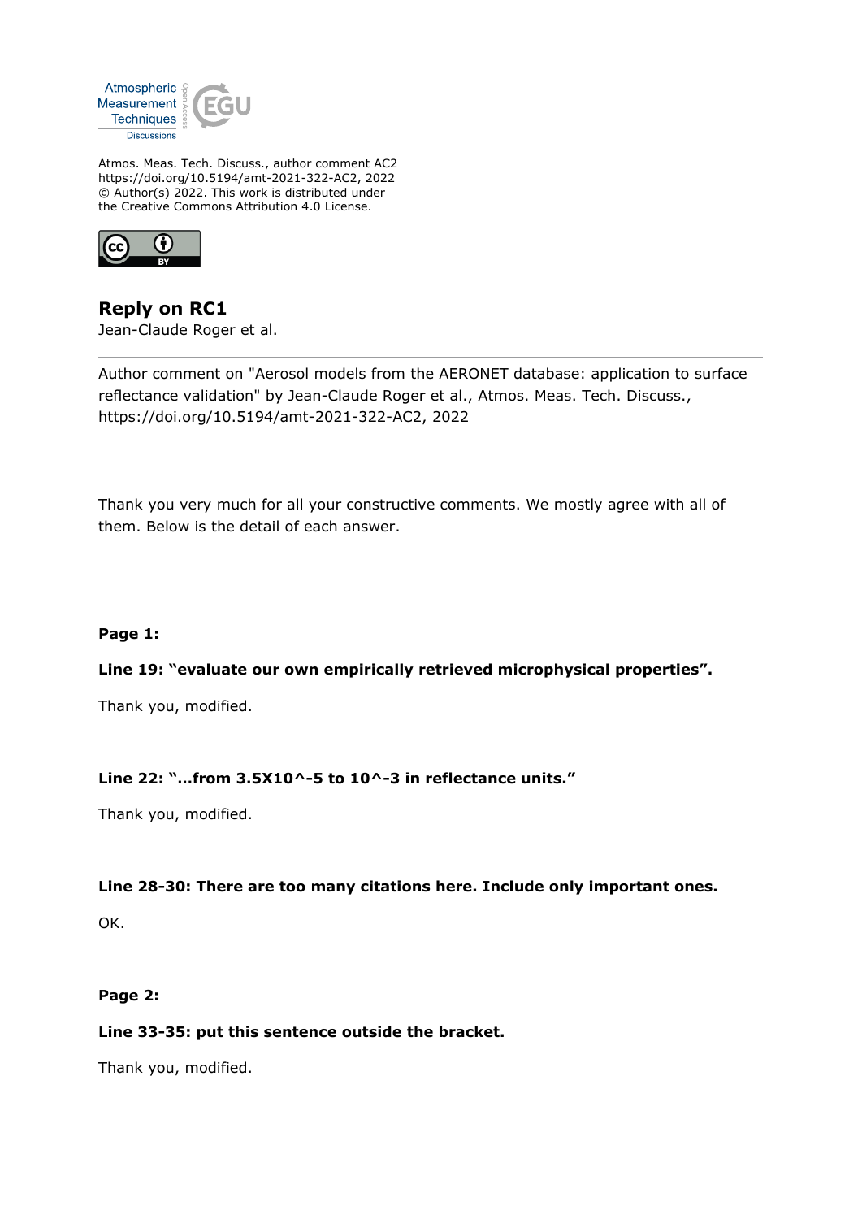Atmos. Meas. Tech. Discuss., author comment AC2
https://doi.org/10.5194/amt-2021-322-AC2, 2022
© Author(s) 2022. This work is distributed under
the Creative Commons Attribution 4.0 License.

# Reply on RC1

Jean-Claude Roger et al.

---

Author comment on "Aerosol models from the AERONET database: application to surface reflectance validation" by Jean-Claude Roger et al., Atmos. Meas. Tech. Discuss., https://doi.org/10.5194/amt-2021-322-AC2, 2022

---

Thank you very much for all your constructive comments. We mostly agree with all of them. Below is the detail of each answer.

**Page 1:**

**Line 19: "evaluate our own empirically retrieved microphysical properties".**

Thank you, modified.

**Line 22: "…from 3.5X10^-5 to 10^-3 in reflectance units."**

Thank you, modified.

**Line 28-30: There are too many citations here. Include only important ones.**

OK.

**Page 2:**

**Line 33-35: put this sentence outside the bracket.**

Thank you, modified.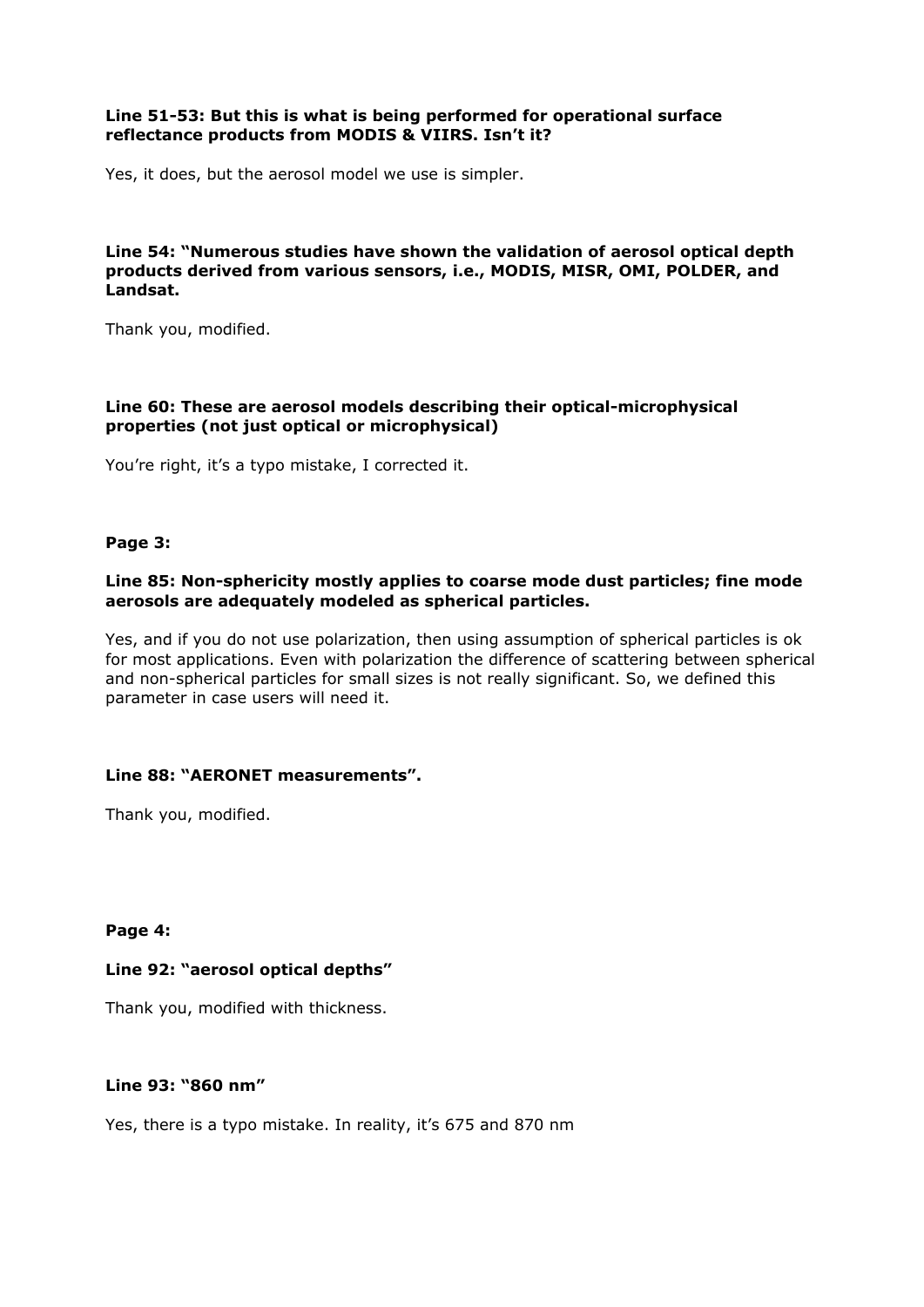**Line 51-53: But this is what is being performed for operational surface reflectance products from MODIS & VIIRS. Isn't it?**

Yes, it does, but the aerosol model we use is simpler.

**Line 54: "Numerous studies have shown the validation of aerosol optical depth products derived from various sensors, i.e., MODIS, MISR, OMI, POLDER, and Landsat.**

Thank you, modified.

**Line 60: These are aerosol models describing their optical-microphysical properties (not just optical or microphysical)**

You're right, it's a typo mistake, I corrected it.

**Page 3:**

**Line 85: Non-sphericity mostly applies to coarse mode dust particles; fine mode aerosols are adequately modeled as spherical particles.**

Yes, and if you do not use polarization, then using assumption of spherical particles is ok for most applications. Even with polarization the difference of scattering between spherical and non-spherical particles for small sizes is not really significant. So, we defined this parameter in case users will need it.

**Line 88: "AERONET measurements".**

Thank you, modified.

**Page 4:**

**Line 92: "aerosol optical depths"**

Thank you, modified with thickness.

**Line 93: "860 nm"**

Yes, there is a typo mistake. In reality, it's 675 and 870 nm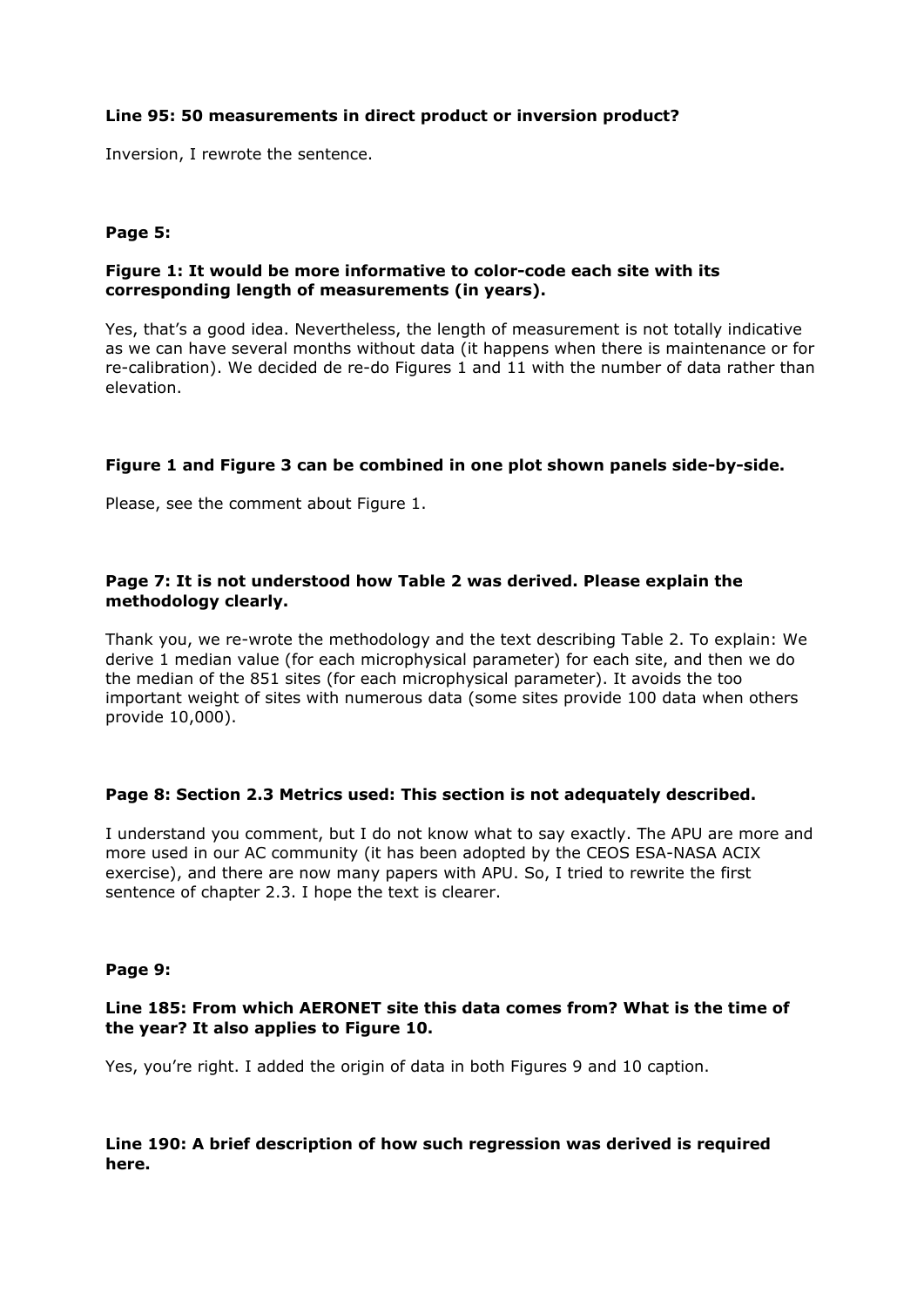**Line 95: 50 measurements in direct product or inversion product?**

Inversion, I rewrote the sentence.

**Page 5:**

**Figure 1: It would be more informative to color-code each site with its corresponding length of measurements (in years).**

Yes, that's a good idea. Nevertheless, the length of measurement is not totally indicative as we can have several months without data (it happens when there is maintenance or for re-calibration). We decided de re-do Figures 1 and 11 with the number of data rather than elevation.

**Figure 1 and Figure 3 can be combined in one plot shown panels side-by-side.**

Please, see the comment about Figure 1.

**Page 7: It is not understood how Table 2 was derived. Please explain the methodology clearly.**

Thank you, we re-wrote the methodology and the text describing Table 2. To explain: We derive 1 median value (for each microphysical parameter) for each site, and then we do the median of the 851 sites (for each microphysical parameter). It avoids the too important weight of sites with numerous data (some sites provide 100 data when others provide 10,000).

**Page 8: Section 2.3 Metrics used: This section is not adequately described.**

I understand you comment, but I do not know what to say exactly. The APU are more and more used in our AC community (it has been adopted by the CEOS ESA-NASA ACIX exercise), and there are now many papers with APU. So, I tried to rewrite the first sentence of chapter 2.3. I hope the text is clearer.

**Page 9:**

**Line 185: From which AERONET site this data comes from? What is the time of the year? It also applies to Figure 10.**

Yes, you're right. I added the origin of data in both Figures 9 and 10 caption.

**Line 190: A brief description of how such regression was derived is required here.**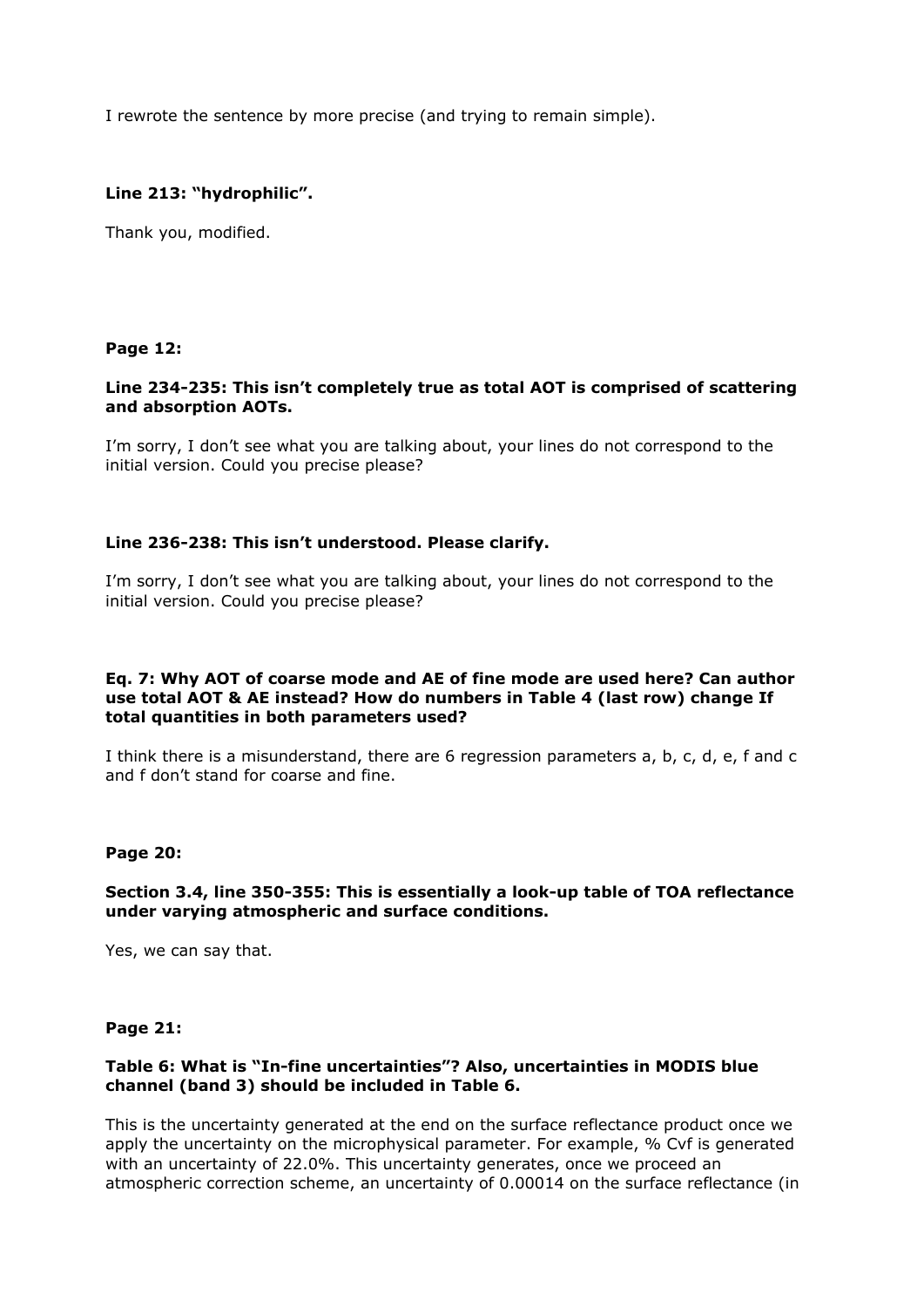I rewrote the sentence by more precise (and trying to remain simple).

**Line 213: "hydrophilic".**

Thank you, modified.

**Page 12:**

**Line 234-235: This isn't completely true as total AOT is comprised of scattering and absorption AOTs.**

I'm sorry, I don't see what you are talking about, your lines do not correspond to the initial version. Could you precise please?

**Line 236-238: This isn't understood. Please clarify.**

I'm sorry, I don't see what you are talking about, your lines do not correspond to the initial version. Could you precise please?

**Eq. 7: Why AOT of coarse mode and AE of fine mode are used here? Can author use total AOT & AE instead? How do numbers in Table 4 (last row) change If total quantities in both parameters used?**

I think there is a misunderstand, there are 6 regression parameters a, b, c, d, e, f and c and f don't stand for coarse and fine.

**Page 20:**

**Section 3.4, line 350-355: This is essentially a look-up table of TOA reflectance under varying atmospheric and surface conditions.**

Yes, we can say that.

**Page 21:**

**Table 6: What is "In-fine uncertainties"? Also, uncertainties in MODIS blue channel (band 3) should be included in Table 6.**

This is the uncertainty generated at the end on the surface reflectance product once we apply the uncertainty on the microphysical parameter. For example, % Cvf is generated with an uncertainty of 22.0%. This uncertainty generates, once we proceed an atmospheric correction scheme, an uncertainty of 0.00014 on the surface reflectance (in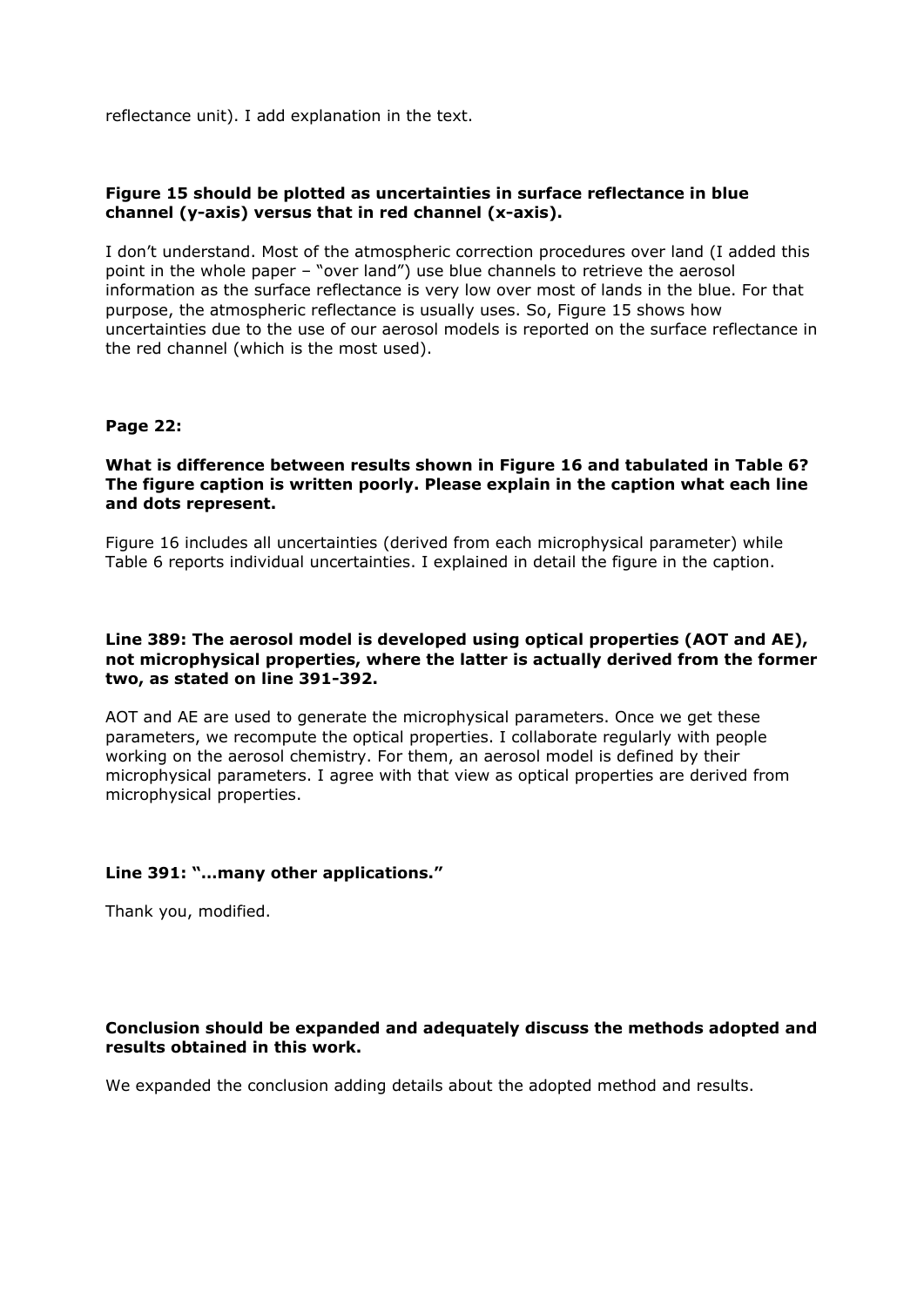reflectance unit). I add explanation in the text.

**Figure 15 should be plotted as uncertainties in surface reflectance in blue channel (y-axis) versus that in red channel (x-axis).**

I don't understand. Most of the atmospheric correction procedures over land (I added this point in the whole paper – "over land") use blue channels to retrieve the aerosol information as the surface reflectance is very low over most of lands in the blue. For that purpose, the atmospheric reflectance is usually uses. So, Figure 15 shows how uncertainties due to the use of our aerosol models is reported on the surface reflectance in the red channel (which is the most used).

**Page 22:**

**What is difference between results shown in Figure 16 and tabulated in Table 6? The figure caption is written poorly. Please explain in the caption what each line and dots represent.**

Figure 16 includes all uncertainties (derived from each microphysical parameter) while Table 6 reports individual uncertainties. I explained in detail the figure in the caption.

**Line 389: The aerosol model is developed using optical properties (AOT and AE), not microphysical properties, where the latter is actually derived from the former two, as stated on line 391-392.**

AOT and AE are used to generate the microphysical parameters. Once we get these parameters, we recompute the optical properties. I collaborate regularly with people working on the aerosol chemistry. For them, an aerosol model is defined by their microphysical parameters. I agree with that view as optical properties are derived from microphysical properties.

**Line 391: "…many other applications."**

Thank you, modified.

**Conclusion should be expanded and adequately discuss the methods adopted and results obtained in this work.**

We expanded the conclusion adding details about the adopted method and results.